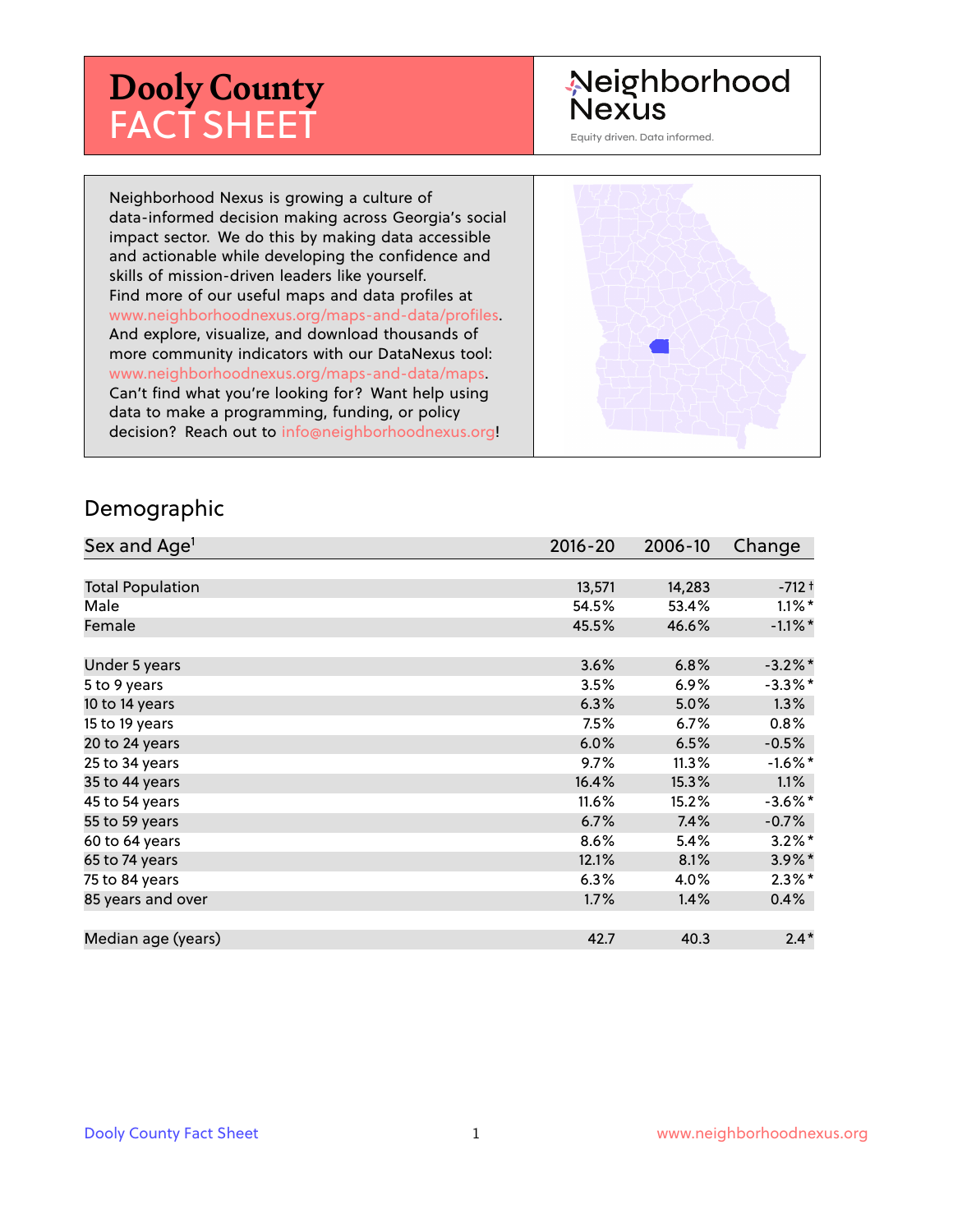# Dooly County FACT SHEET

Neighborhood Nexus

Equity driven. Data informed.

Neighborhood Nexus is growing a culture of data-informed decision making across Georgia's social impact sector. We do this by making data accessible and actionable while developing the confidence and skills of mission-driven leaders like yourself. Find more of our useful maps and data profiles at www.neighborhoodnexus.org/maps-and-data/profiles. And explore, visualize, and download thousands of more community indicators with our DataNexus tool: www.neighborhoodnexus.org/maps-and-data/maps. Can't find what you're looking for? Want help using data to make a programming, funding, or policy decision? Reach out to info@neighborhoodnexus.org!

## Demographic

| Sex and Age[1] | 2016-20 | 2006-10 | Change |
|---|---|---|---|
| Total Population | 13,571 | 14,283 | -712 † |
| Male | 54.5% | 53.4% | 1.1% * |
| Female | 45.5% | 46.6% | -1.1% * |
| Under 5 years | 3.6% | 6.8% | -3.2% * |
| 5 to 9 years | 3.5% | 6.9% | -3.3% * |
| 10 to 14 years | 6.3% | 5.0% | 1.3% |
| 15 to 19 years | 7.5% | 6.7% | 0.8% |
| 20 to 24 years | 6.0% | 6.5% | -0.5% |
| 25 to 34 years | 9.7% | 11.3% | -1.6% * |
| 35 to 44 years | 16.4% | 15.3% | 1.1% |
| 45 to 54 years | 11.6% | 15.2% | -3.6% * |
| 55 to 59 years | 6.7% | 7.4% | -0.7% |
| 60 to 64 years | 8.6% | 5.4% | 3.2% * |
| 65 to 74 years | 12.1% | 8.1% | 3.9% * |
| 75 to 84 years | 6.3% | 4.0% | 2.3% * |
| 85 years and over | 1.7% | 1.4% | 0.4% |
| Median age (years) | 42.7 | 40.3 | 2.4 * |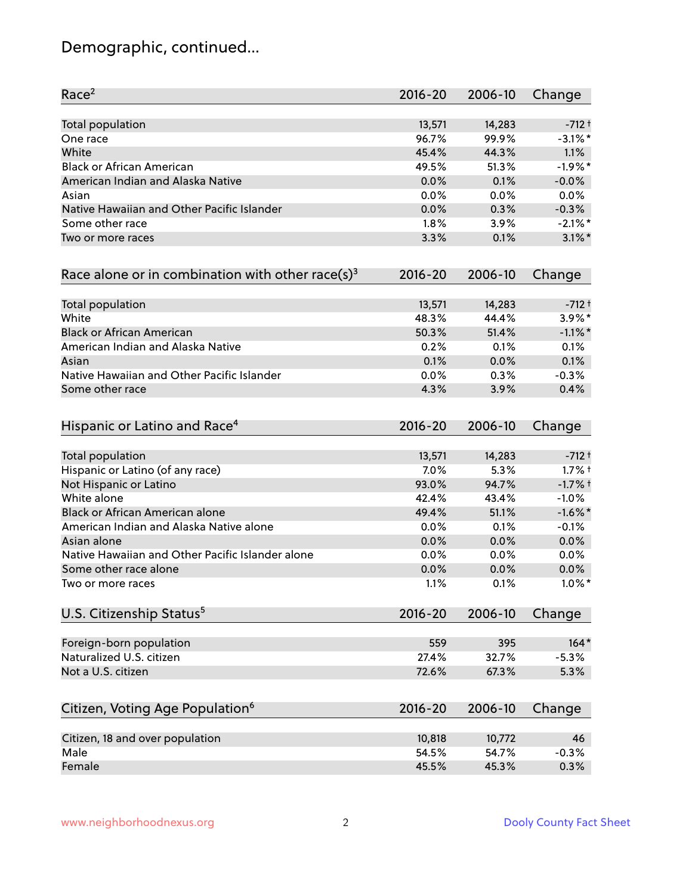# Demographic, continued...

| Race[2] | 2016-20 | 2006-10 | Change |
|---|---|---|---|
| Total population | 13,571 | 14,283 | -712 † |
| One race | 96.7% | 99.9% | -3.1% * |
| White | 45.4% | 44.3% | 1.1% |
| Black or African American | 49.5% | 51.3% | -1.9% * |
| American Indian and Alaska Native | 0.0% | 0.1% | -0.0% |
| Asian | 0.0% | 0.0% | 0.0% |
| Native Hawaiian and Other Pacific Islander | 0.0% | 0.3% | -0.3% |
| Some other race | 1.8% | 3.9% | -2.1% * |
| Two or more races | 3.3% | 0.1% | 3.1% * |

| Race alone or in combination with other race(s)[3] | 2016-20 | 2006-10 | Change |
|---|---|---|---|
| Total population | 13,571 | 14,283 | -712 † |
| White | 48.3% | 44.4% | 3.9% * |
| Black or African American | 50.3% | 51.4% | -1.1% * |
| American Indian and Alaska Native | 0.2% | 0.1% | 0.1% |
| Asian | 0.1% | 0.0% | 0.1% |
| Native Hawaiian and Other Pacific Islander | 0.0% | 0.3% | -0.3% |
| Some other race | 4.3% | 3.9% | 0.4% |

| Hispanic or Latino and Race[4] | 2016-20 | 2006-10 | Change |
|---|---|---|---|
| Total population | 13,571 | 14,283 | -712 † |
| Hispanic or Latino (of any race) | 7.0% | 5.3% | 1.7% † |
| Not Hispanic or Latino | 93.0% | 94.7% | -1.7% † |
| White alone | 42.4% | 43.4% | -1.0% |
| Black or African American alone | 49.4% | 51.1% | -1.6% * |
| American Indian and Alaska Native alone | 0.0% | 0.1% | -0.1% |
| Asian alone | 0.0% | 0.0% | 0.0% |
| Native Hawaiian and Other Pacific Islander alone | 0.0% | 0.0% | 0.0% |
| Some other race alone | 0.0% | 0.0% | 0.0% |
| Two or more races | 1.1% | 0.1% | 1.0% * |

| U.S. Citizenship Status[5] | 2016-20 | 2006-10 | Change |
|---|---|---|---|
| Foreign-born population | 559 | 395 | 164 * |
| Naturalized U.S. citizen | 27.4% | 32.7% | -5.3% |
| Not a U.S. citizen | 72.6% | 67.3% | 5.3% |

| Citizen, Voting Age Population[6] | 2016-20 | 2006-10 | Change |
|---|---|---|---|
| Citizen, 18 and over population | 10,818 | 10,772 | 46 |
| Male | 54.5% | 54.7% | -0.3% |
| Female | 45.5% | 45.3% | 0.3% |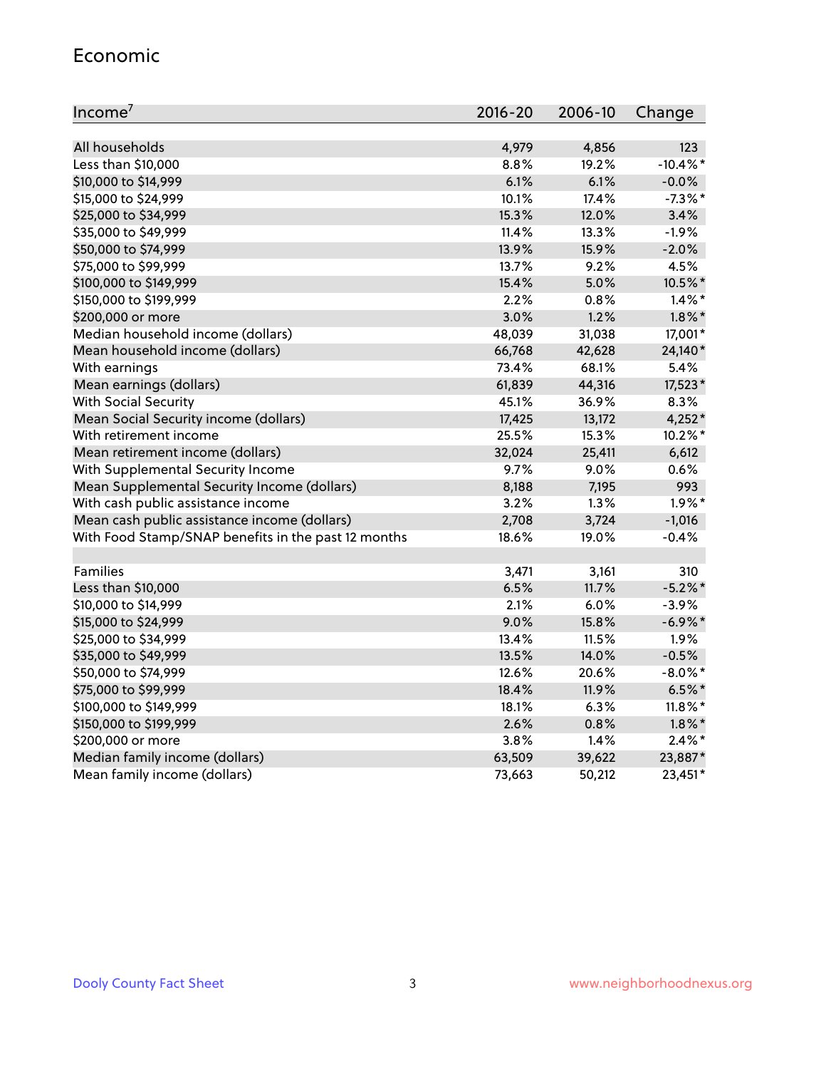## Economic

| Income[7] | 2016-20 | 2006-10 | Change |
|---|---|---|---|
| All households | 4,979 | 4,856 | 123 |
| Less than $10,000 | 8.8% | 19.2% | -10.4%* |
| $10,000 to $14,999 | 6.1% | 6.1% | -0.0% |
| $15,000 to $24,999 | 10.1% | 17.4% | -7.3%* |
| $25,000 to $34,999 | 15.3% | 12.0% | 3.4% |
| $35,000 to $49,999 | 11.4% | 13.3% | -1.9% |
| $50,000 to $74,999 | 13.9% | 15.9% | -2.0% |
| $75,000 to $99,999 | 13.7% | 9.2% | 4.5% |
| $100,000 to $149,999 | 15.4% | 5.0% | 10.5%* |
| $150,000 to $199,999 | 2.2% | 0.8% | 1.4%* |
| $200,000 or more | 3.0% | 1.2% | 1.8%* |
| Median household income (dollars) | 48,039 | 31,038 | 17,001* |
| Mean household income (dollars) | 66,768 | 42,628 | 24,140* |
| With earnings | 73.4% | 68.1% | 5.4% |
| Mean earnings (dollars) | 61,839 | 44,316 | 17,523* |
| With Social Security | 45.1% | 36.9% | 8.3% |
| Mean Social Security income (dollars) | 17,425 | 13,172 | 4,252* |
| With retirement income | 25.5% | 15.3% | 10.2%* |
| Mean retirement income (dollars) | 32,024 | 25,411 | 6,612 |
| With Supplemental Security Income | 9.7% | 9.0% | 0.6% |
| Mean Supplemental Security Income (dollars) | 8,188 | 7,195 | 993 |
| With cash public assistance income | 3.2% | 1.3% | 1.9%* |
| Mean cash public assistance income (dollars) | 2,708 | 3,724 | -1,016 |
| With Food Stamp/SNAP benefits in the past 12 months | 18.6% | 19.0% | -0.4% |
| | | | |
| Families | 3,471 | 3,161 | 310 |
| Less than $10,000 | 6.5% | 11.7% | -5.2%* |
| $10,000 to $14,999 | 2.1% | 6.0% | -3.9% |
| $15,000 to $24,999 | 9.0% | 15.8% | -6.9%* |
| $25,000 to $34,999 | 13.4% | 11.5% | 1.9% |
| $35,000 to $49,999 | 13.5% | 14.0% | -0.5% |
| $50,000 to $74,999 | 12.6% | 20.6% | -8.0%* |
| $75,000 to $99,999 | 18.4% | 11.9% | 6.5%* |
| $100,000 to $149,999 | 18.1% | 6.3% | 11.8%* |
| $150,000 to $199,999 | 2.6% | 0.8% | 1.8%* |
| $200,000 or more | 3.8% | 1.4% | 2.4%* |
| Median family income (dollars) | 63,509 | 39,622 | 23,887* |
| Mean family income (dollars) | 73,663 | 50,212 | 23,451* |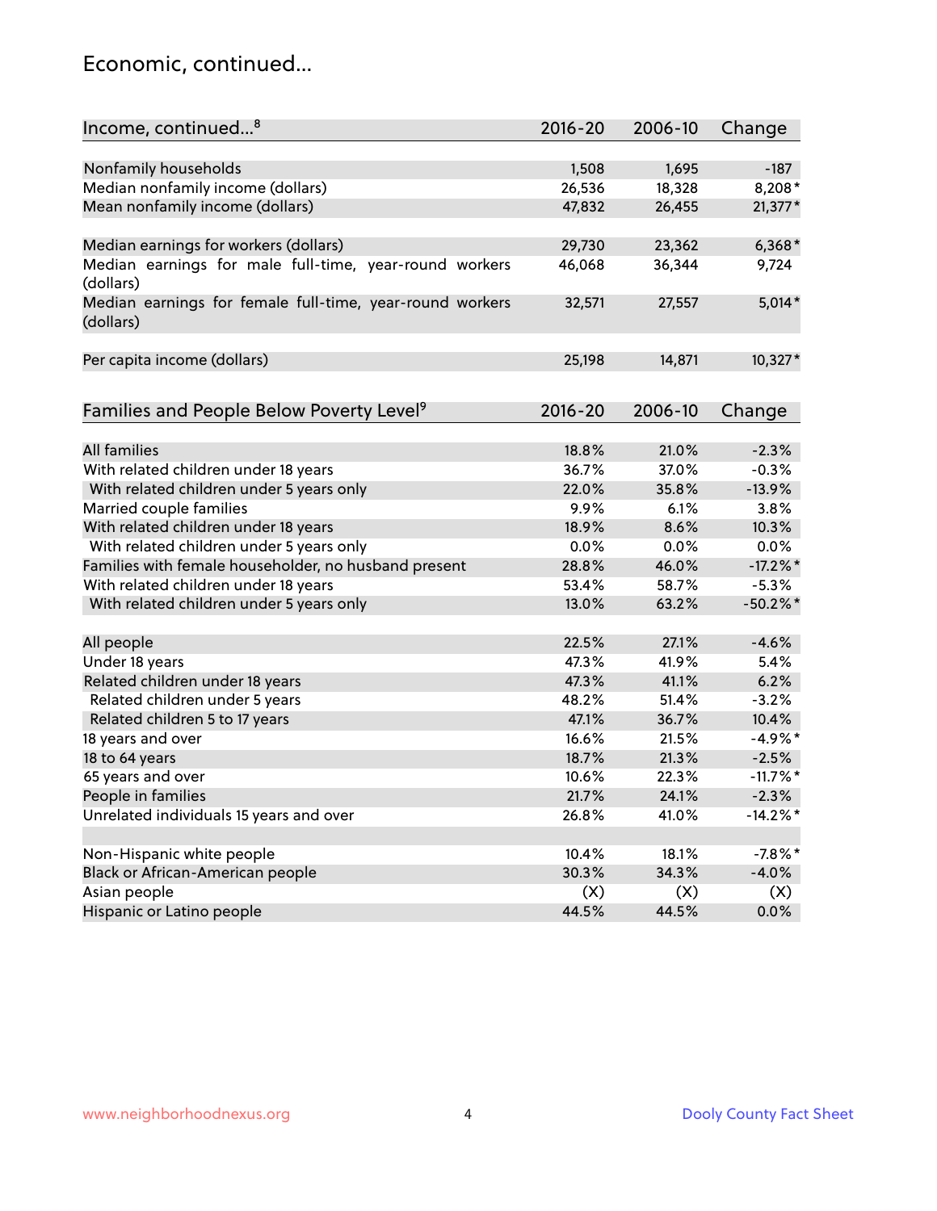## Economic, continued...

| Income, continued...[8] | 2016-20 | 2006-10 | Change |
|---|---|---|---|
| Nonfamily households | 1,508 | 1,695 | -187 |
| Median nonfamily income (dollars) | 26,536 | 18,328 | 8,208* |
| Mean nonfamily income (dollars) | 47,832 | 26,455 | 21,377* |
| Median earnings for workers (dollars) | 29,730 | 23,362 | 6,368* |
| Median earnings for male full-time, year-round workers (dollars) | 46,068 | 36,344 | 9,724 |
| Median earnings for female full-time, year-round workers (dollars) | 32,571 | 27,557 | 5,014* |
| Per capita income (dollars) | 25,198 | 14,871 | 10,327* |

| Families and People Below Poverty Level[9] | 2016-20 | 2006-10 | Change |
|---|---|---|---|
| All families | 18.8% | 21.0% | -2.3% |
| With related children under 18 years | 36.7% | 37.0% | -0.3% |
| With related children under 5 years only | 22.0% | 35.8% | -13.9% |
| Married couple families | 9.9% | 6.1% | 3.8% |
| With related children under 18 years | 18.9% | 8.6% | 10.3% |
| With related children under 5 years only | 0.0% | 0.0% | 0.0% |
| Families with female householder, no husband present | 28.8% | 46.0% | -17.2%* |
| With related children under 18 years | 53.4% | 58.7% | -5.3% |
| With related children under 5 years only | 13.0% | 63.2% | -50.2%* |
| All people | 22.5% | 27.1% | -4.6% |
| Under 18 years | 47.3% | 41.9% | 5.4% |
| Related children under 18 years | 47.3% | 41.1% | 6.2% |
| Related children under 5 years | 48.2% | 51.4% | -3.2% |
| Related children 5 to 17 years | 47.1% | 36.7% | 10.4% |
| 18 years and over | 16.6% | 21.5% | -4.9%* |
| 18 to 64 years | 18.7% | 21.3% | -2.5% |
| 65 years and over | 10.6% | 22.3% | -11.7%* |
| People in families | 21.7% | 24.1% | -2.3% |
| Unrelated individuals 15 years and over | 26.8% | 41.0% | -14.2%* |
| Non-Hispanic white people | 10.4% | 18.1% | -7.8%* |
| Black or African-American people | 30.3% | 34.3% | -4.0% |
| Asian people | (X) | (X) | (X) |
| Hispanic or Latino people | 44.5% | 44.5% | 0.0% |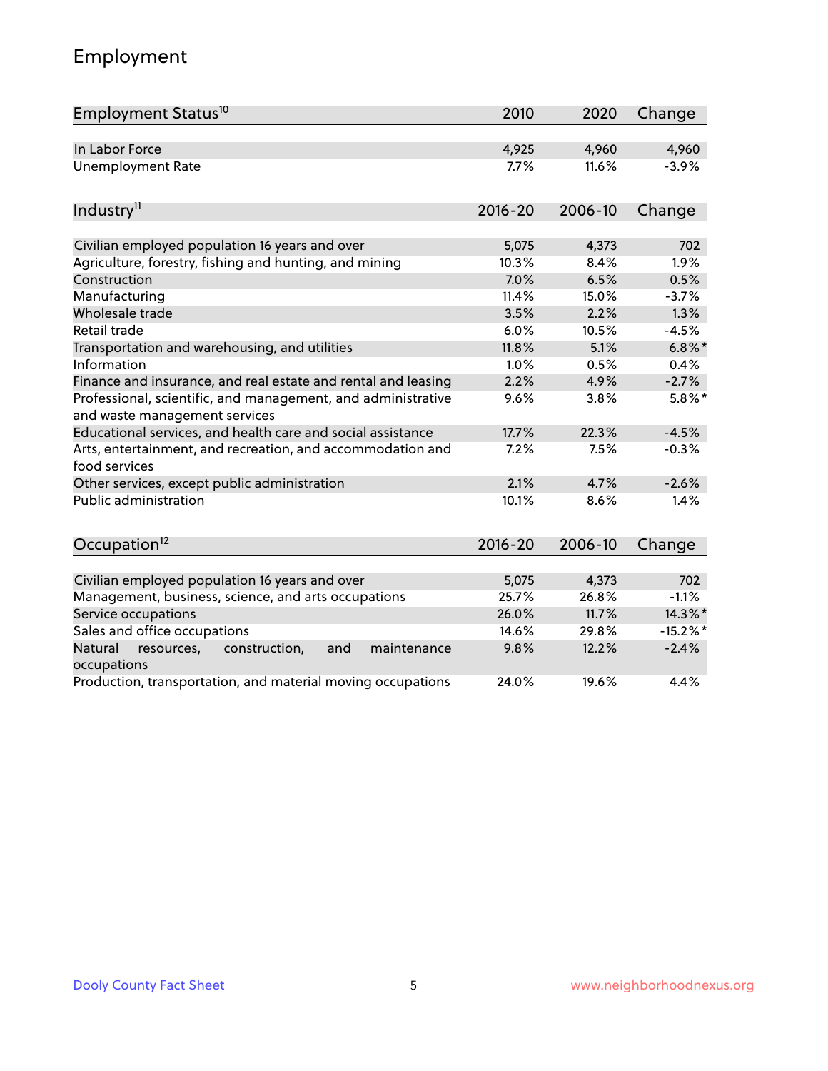## Employment

| Employment Status[10] | 2010 | 2020 | Change |
|---|---|---|---|
| In Labor Force | 4,925 | 4,960 | 4,960 |
| Unemployment Rate | 7.7% | 11.6% | -3.9% |

| Industry[11] | 2016-20 | 2006-10 | Change |
|---|---|---|---|
| Civilian employed population 16 years and over | 5,075 | 4,373 | 702 |
| Agriculture, forestry, fishing and hunting, and mining | 10.3% | 8.4% | 1.9% |
| Construction | 7.0% | 6.5% | 0.5% |
| Manufacturing | 11.4% | 15.0% | -3.7% |
| Wholesale trade | 3.5% | 2.2% | 1.3% |
| Retail trade | 6.0% | 10.5% | -4.5% |
| Transportation and warehousing, and utilities | 11.8% | 5.1% | 6.8%* |
| Information | 1.0% | 0.5% | 0.4% |
| Finance and insurance, and real estate and rental and leasing | 2.2% | 4.9% | -2.7% |
| Professional, scientific, and management, and administrative and waste management services | 9.6% | 3.8% | 5.8%* |
| Educational services, and health care and social assistance | 17.7% | 22.3% | -4.5% |
| Arts, entertainment, and recreation, and accommodation and food services | 7.2% | 7.5% | -0.3% |
| Other services, except public administration | 2.1% | 4.7% | -2.6% |
| Public administration | 10.1% | 8.6% | 1.4% |

| Occupation[12] | 2016-20 | 2006-10 | Change |
|---|---|---|---|
| Civilian employed population 16 years and over | 5,075 | 4,373 | 702 |
| Management, business, science, and arts occupations | 25.7% | 26.8% | -1.1% |
| Service occupations | 26.0% | 11.7% | 14.3%* |
| Sales and office occupations | 14.6% | 29.8% | -15.2%* |
| Natural resources, construction, and maintenance occupations | 9.8% | 12.2% | -2.4% |
| Production, transportation, and material moving occupations | 24.0% | 19.6% | 4.4% |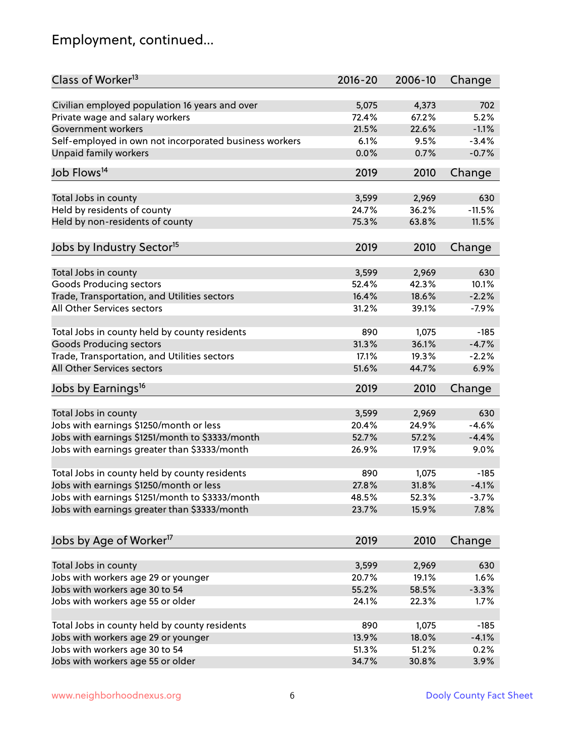## Employment, continued...

| Class of Worker[13] | 2016-20 | 2006-10 | Change |
|---|---|---|---|
| Civilian employed population 16 years and over | 5,075 | 4,373 | 702 |
| Private wage and salary workers | 72.4% | 67.2% | 5.2% |
| Government workers | 21.5% | 22.6% | -1.1% |
| Self-employed in own not incorporated business workers | 6.1% | 9.5% | -3.4% |
| Unpaid family workers | 0.0% | 0.7% | -0.7% |

| Job Flows[14] | 2019 | 2010 | Change |
|---|---|---|---|
| Total Jobs in county | 3,599 | 2,969 | 630 |
| Held by residents of county | 24.7% | 36.2% | -11.5% |
| Held by non-residents of county | 75.3% | 63.8% | 11.5% |

| Jobs by Industry Sector[15] | 2019 | 2010 | Change |
|---|---|---|---|
| Total Jobs in county | 3,599 | 2,969 | 630 |
| Goods Producing sectors | 52.4% | 42.3% | 10.1% |
| Trade, Transportation, and Utilities sectors | 16.4% | 18.6% | -2.2% |
| All Other Services sectors | 31.2% | 39.1% | -7.9% |
| | | | |
| Total Jobs in county held by county residents | 890 | 1,075 | -185 |
| Goods Producing sectors | 31.3% | 36.1% | -4.7% |
| Trade, Transportation, and Utilities sectors | 17.1% | 19.3% | -2.2% |
| All Other Services sectors | 51.6% | 44.7% | 6.9% |

| Jobs by Earnings[16] | 2019 | 2010 | Change |
|---|---|---|---|
| Total Jobs in county | 3,599 | 2,969 | 630 |
| Jobs with earnings $1250/month or less | 20.4% | 24.9% | -4.6% |
| Jobs with earnings $1251/month to $3333/month | 52.7% | 57.2% | -4.4% |
| Jobs with earnings greater than $3333/month | 26.9% | 17.9% | 9.0% |
| | | | |
| Total Jobs in county held by county residents | 890 | 1,075 | -185 |
| Jobs with earnings $1250/month or less | 27.8% | 31.8% | -4.1% |
| Jobs with earnings $1251/month to $3333/month | 48.5% | 52.3% | -3.7% |
| Jobs with earnings greater than $3333/month | 23.7% | 15.9% | 7.8% |

| Jobs by Age of Worker[17] | 2019 | 2010 | Change |
|---|---|---|---|
| Total Jobs in county | 3,599 | 2,969 | 630 |
| Jobs with workers age 29 or younger | 20.7% | 19.1% | 1.6% |
| Jobs with workers age 30 to 54 | 55.2% | 58.5% | -3.3% |
| Jobs with workers age 55 or older | 24.1% | 22.3% | 1.7% |
| | | | |
| Total Jobs in county held by county residents | 890 | 1,075 | -185 |
| Jobs with workers age 29 or younger | 13.9% | 18.0% | -4.1% |
| Jobs with workers age 30 to 54 | 51.3% | 51.2% | 0.2% |
| Jobs with workers age 55 or older | 34.7% | 30.8% | 3.9% |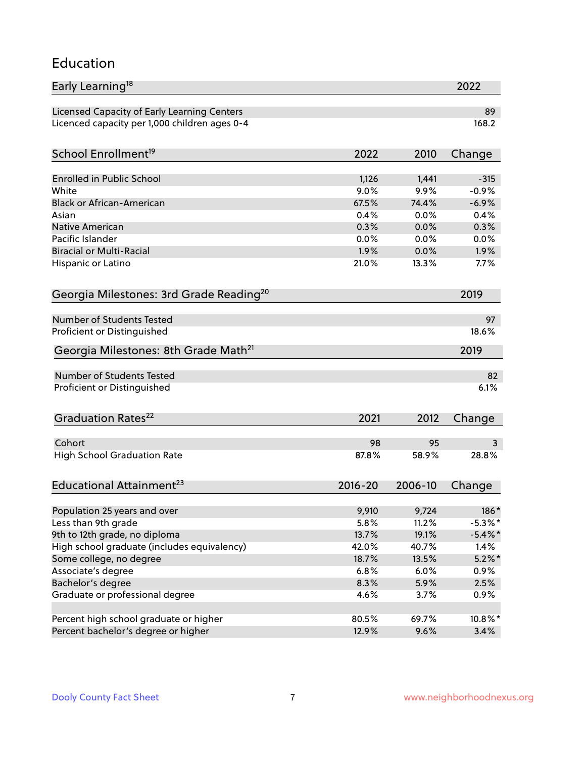## Education

| Early Learning[18] | 2022 |
|---|---|
| Licensed Capacity of Early Learning Centers | 89 |
| Licenced capacity per 1,000 children ages 0-4 | 168.2 |

| School Enrollment[19] | 2022 | 2010 | Change |
|---|---|---|---|
| Enrolled in Public School | 1,126 | 1,441 | -315 |
| White | 9.0% | 9.9% | -0.9% |
| Black or African-American | 67.5% | 74.4% | -6.9% |
| Asian | 0.4% | 0.0% | 0.4% |
| Native American | 0.3% | 0.0% | 0.3% |
| Pacific Islander | 0.0% | 0.0% | 0.0% |
| Biracial or Multi-Racial | 1.9% | 0.0% | 1.9% |
| Hispanic or Latino | 21.0% | 13.3% | 7.7% |

| Georgia Milestones: 3rd Grade Reading[20] | 2019 |
|---|---|
| Number of Students Tested | 97 |
| Proficient or Distinguished | 18.6% |

| Georgia Milestones: 8th Grade Math[21] | 2019 |
|---|---|
| Number of Students Tested | 82 |
| Proficient or Distinguished | 6.1% |

| Graduation Rates[22] | 2021 | 2012 | Change |
|---|---|---|---|
| Cohort | 98 | 95 | 3 |
| High School Graduation Rate | 87.8% | 58.9% | 28.8% |

| Educational Attainment[23] | 2016-20 | 2006-10 | Change |
|---|---|---|---|
| Population 25 years and over | 9,910 | 9,724 | 186* |
| Less than 9th grade | 5.8% | 11.2% | -5.3%* |
| 9th to 12th grade, no diploma | 13.7% | 19.1% | -5.4%* |
| High school graduate (includes equivalency) | 42.0% | 40.7% | 1.4% |
| Some college, no degree | 18.7% | 13.5% | 5.2%* |
| Associate's degree | 6.8% | 6.0% | 0.9% |
| Bachelor's degree | 8.3% | 5.9% | 2.5% |
| Graduate or professional degree | 4.6% | 3.7% | 0.9% |
| | | | |
| Percent high school graduate or higher | 80.5% | 69.7% | 10.8%* |
| Percent bachelor's degree or higher | 12.9% | 9.6% | 3.4% |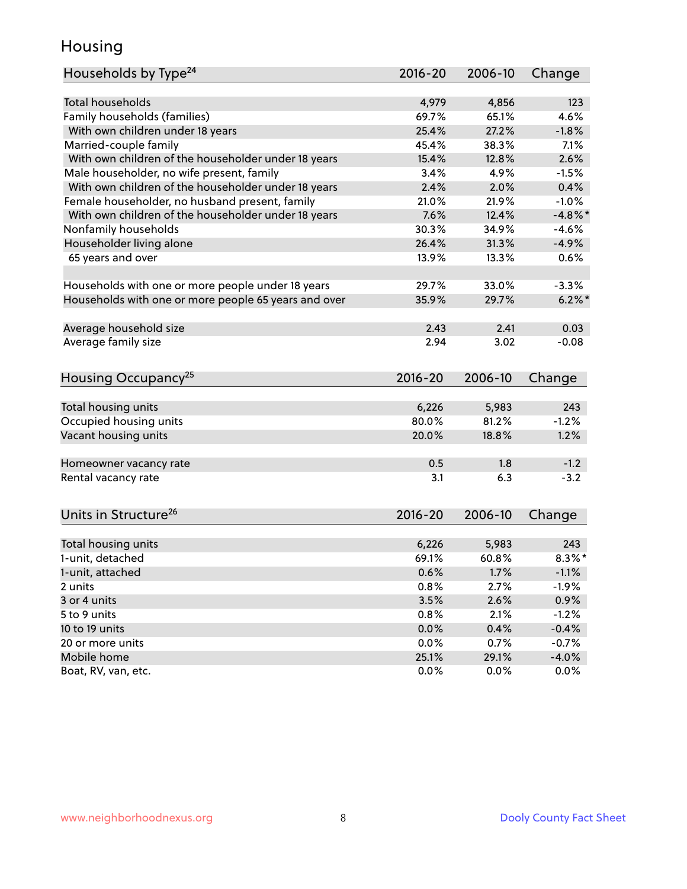## Housing

| Households by Type[24] | 2016-20 | 2006-10 | Change |
|---|---|---|---|
| Total households | 4,979 | 4,856 | 123 |
| Family households (families) | 69.7% | 65.1% | 4.6% |
| With own children under 18 years | 25.4% | 27.2% | -1.8% |
| Married-couple family | 45.4% | 38.3% | 7.1% |
| With own children of the householder under 18 years | 15.4% | 12.8% | 2.6% |
| Male householder, no wife present, family | 3.4% | 4.9% | -1.5% |
| With own children of the householder under 18 years | 2.4% | 2.0% | 0.4% |
| Female householder, no husband present, family | 21.0% | 21.9% | -1.0% |
| With own children of the householder under 18 years | 7.6% | 12.4% | -4.8%* |
| Nonfamily households | 30.3% | 34.9% | -4.6% |
| Householder living alone | 26.4% | 31.3% | -4.9% |
| 65 years and over | 13.9% | 13.3% | 0.6% |
| Households with one or more people under 18 years | 29.7% | 33.0% | -3.3% |
| Households with one or more people 65 years and over | 35.9% | 29.7% | 6.2%* |
| Average household size | 2.43 | 2.41 | 0.03 |
| Average family size | 2.94 | 3.02 | -0.08 |

| Housing Occupancy[25] | 2016-20 | 2006-10 | Change |
|---|---|---|---|
| Total housing units | 6,226 | 5,983 | 243 |
| Occupied housing units | 80.0% | 81.2% | -1.2% |
| Vacant housing units | 20.0% | 18.8% | 1.2% |
| Homeowner vacancy rate | 0.5 | 1.8 | -1.2 |
| Rental vacancy rate | 3.1 | 6.3 | -3.2 |

| Units in Structure[26] | 2016-20 | 2006-10 | Change |
|---|---|---|---|
| Total housing units | 6,226 | 5,983 | 243 |
| 1-unit, detached | 69.1% | 60.8% | 8.3%* |
| 1-unit, attached | 0.6% | 1.7% | -1.1% |
| 2 units | 0.8% | 2.7% | -1.9% |
| 3 or 4 units | 3.5% | 2.6% | 0.9% |
| 5 to 9 units | 0.8% | 2.1% | -1.2% |
| 10 to 19 units | 0.0% | 0.4% | -0.4% |
| 20 or more units | 0.0% | 0.7% | -0.7% |
| Mobile home | 25.1% | 29.1% | -4.0% |
| Boat, RV, van, etc. | 0.0% | 0.0% | 0.0% |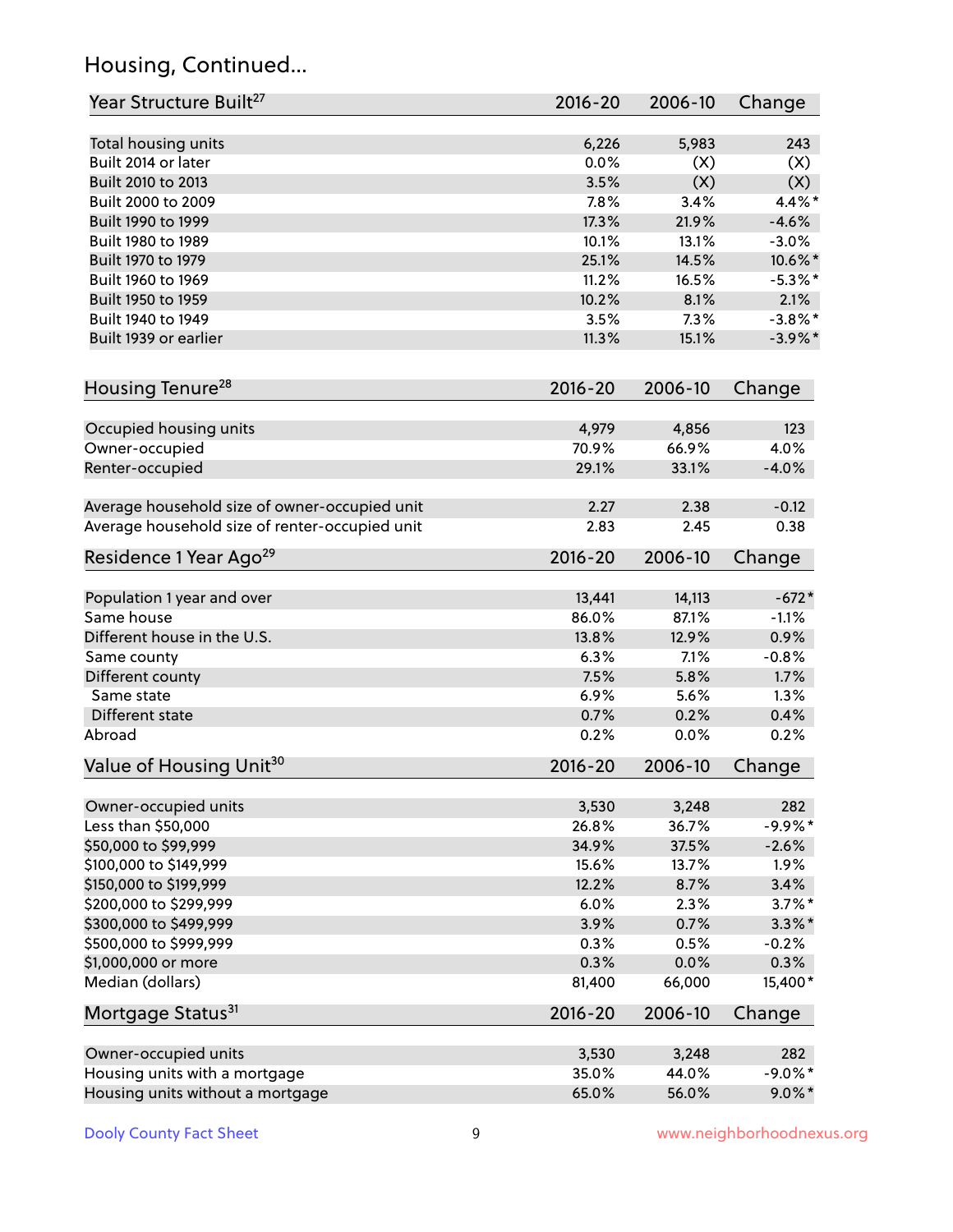## Housing, Continued...

| Year Structure Built[27] | 2016-20 | 2006-10 | Change |
|---|---|---|---|
| Total housing units | 6,226 | 5,983 | 243 |
| Built 2014 or later | 0.0% | (X) | (X) |
| Built 2010 to 2013 | 3.5% | (X) | (X) |
| Built 2000 to 2009 | 7.8% | 3.4% | 4.4%* |
| Built 1990 to 1999 | 17.3% | 21.9% | -4.6% |
| Built 1980 to 1989 | 10.1% | 13.1% | -3.0% |
| Built 1970 to 1979 | 25.1% | 14.5% | 10.6%* |
| Built 1960 to 1969 | 11.2% | 16.5% | -5.3%* |
| Built 1950 to 1959 | 10.2% | 8.1% | 2.1% |
| Built 1940 to 1949 | 3.5% | 7.3% | -3.8%* |
| Built 1939 or earlier | 11.3% | 15.1% | -3.9%* |

| Housing Tenure[28] | 2016-20 | 2006-10 | Change |
|---|---|---|---|
| Occupied housing units | 4,979 | 4,856 | 123 |
| Owner-occupied | 70.9% | 66.9% | 4.0% |
| Renter-occupied | 29.1% | 33.1% | -4.0% |
| Average household size of owner-occupied unit | 2.27 | 2.38 | -0.12 |
| Average household size of renter-occupied unit | 2.83 | 2.45 | 0.38 |

| Residence 1 Year Ago[29] | 2016-20 | 2006-10 | Change |
|---|---|---|---|
| Population 1 year and over | 13,441 | 14,113 | -672* |
| Same house | 86.0% | 87.1% | -1.1% |
| Different house in the U.S. | 13.8% | 12.9% | 0.9% |
| Same county | 6.3% | 7.1% | -0.8% |
| Different county | 7.5% | 5.8% | 1.7% |
| Same state | 6.9% | 5.6% | 1.3% |
| Different state | 0.7% | 0.2% | 0.4% |
| Abroad | 0.2% | 0.0% | 0.2% |

| Value of Housing Unit[30] | 2016-20 | 2006-10 | Change |
|---|---|---|---|
| Owner-occupied units | 3,530 | 3,248 | 282 |
| Less than $50,000 | 26.8% | 36.7% | -9.9%* |
| $50,000 to $99,999 | 34.9% | 37.5% | -2.6% |
| $100,000 to $149,999 | 15.6% | 13.7% | 1.9% |
| $150,000 to $199,999 | 12.2% | 8.7% | 3.4% |
| $200,000 to $299,999 | 6.0% | 2.3% | 3.7%* |
| $300,000 to $499,999 | 3.9% | 0.7% | 3.3%* |
| $500,000 to $999,999 | 0.3% | 0.5% | -0.2% |
| $1,000,000 or more | 0.3% | 0.0% | 0.3% |
| Median (dollars) | 81,400 | 66,000 | 15,400* |

| Mortgage Status[31] | 2016-20 | 2006-10 | Change |
|---|---|---|---|
| Owner-occupied units | 3,530 | 3,248 | 282 |
| Housing units with a mortgage | 35.0% | 44.0% | -9.0%* |
| Housing units without a mortgage | 65.0% | 56.0% | 9.0%* |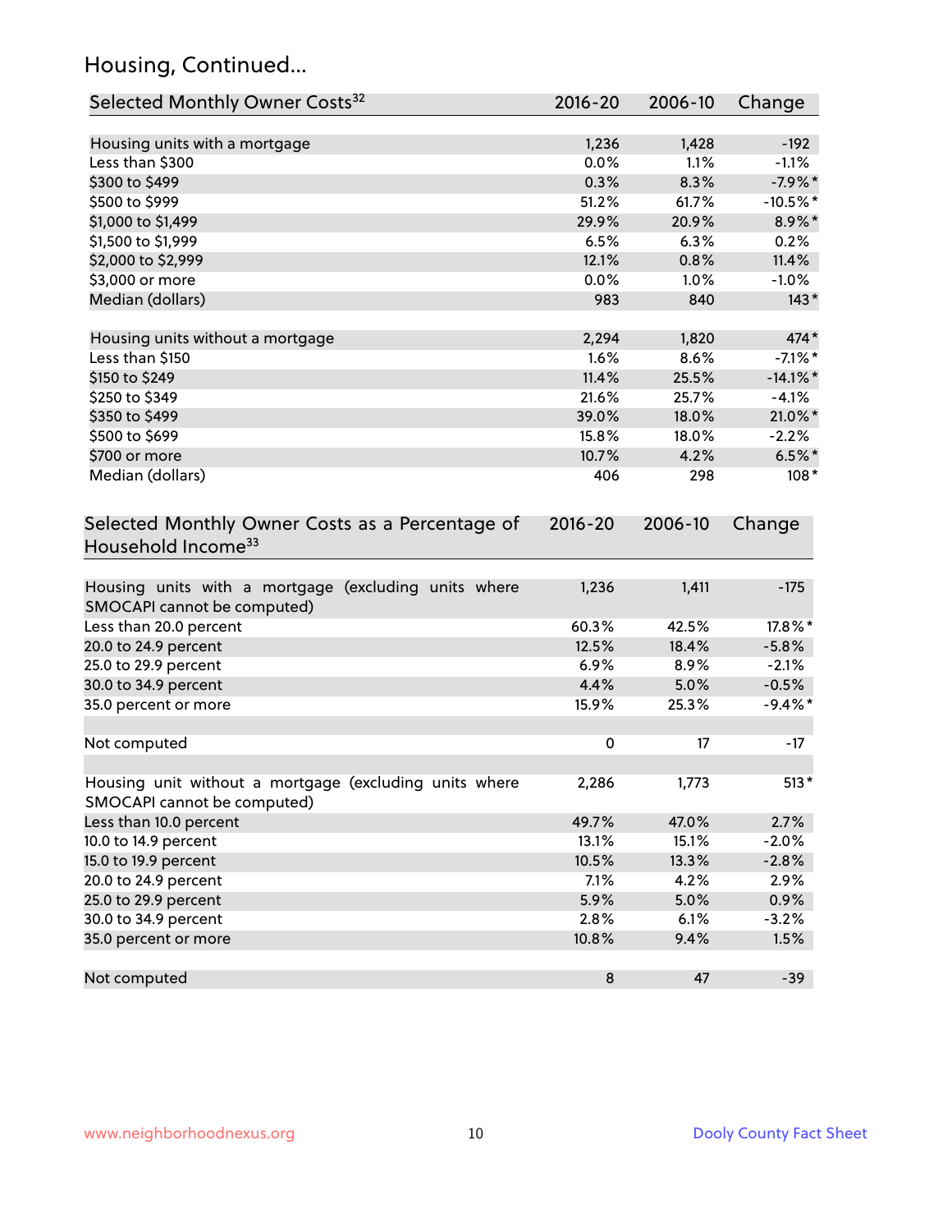## Housing, Continued...

| Selected Monthly Owner Costs[32] | 2016-20 | 2006-10 | Change |
|---|---|---|---|
| Housing units with a mortgage | 1,236 | 1,428 | -192 |
| Less than $300 | 0.0% | 1.1% | -1.1% |
| $300 to $499 | 0.3% | 8.3% | -7.9%* |
| $500 to $999 | 51.2% | 61.7% | -10.5%* |
| $1,000 to $1,499 | 29.9% | 20.9% | 8.9%* |
| $1,500 to $1,999 | 6.5% | 6.3% | 0.2% |
| $2,000 to $2,999 | 12.1% | 0.8% | 11.4% |
| $3,000 or more | 0.0% | 1.0% | -1.0% |
| Median (dollars) | 983 | 840 | 143* |
| | | | |
| Housing units without a mortgage | 2,294 | 1,820 | 474* |
| Less than $150 | 1.6% | 8.6% | -7.1%* |
| $150 to $249 | 11.4% | 25.5% | -14.1%* |
| $250 to $349 | 21.6% | 25.7% | -4.1% |
| $350 to $499 | 39.0% | 18.0% | 21.0%* |
| $500 to $699 | 15.8% | 18.0% | -2.2% |
| $700 or more | 10.7% | 4.2% | 6.5%* |
| Median (dollars) | 406 | 298 | 108* |

| Selected Monthly Owner Costs as a Percentage of Household Income[33] | 2016-20 | 2006-10 | Change |
|---|---|---|---|
| Housing units with a mortgage (excluding units where SMOCAPI cannot be computed) | 1,236 | 1,411 | -175 |
| Less than 20.0 percent | 60.3% | 42.5% | 17.8%* |
| 20.0 to 24.9 percent | 12.5% | 18.4% | -5.8% |
| 25.0 to 29.9 percent | 6.9% | 8.9% | -2.1% |
| 30.0 to 34.9 percent | 4.4% | 5.0% | -0.5% |
| 35.0 percent or more | 15.9% | 25.3% | -9.4%* |
| | | | |
| Not computed | 0 | 17 | -17 |
| | | | |
| Housing unit without a mortgage (excluding units where SMOCAPI cannot be computed) | 2,286 | 1,773 | 513* |
| Less than 10.0 percent | 49.7% | 47.0% | 2.7% |
| 10.0 to 14.9 percent | 13.1% | 15.1% | -2.0% |
| 15.0 to 19.9 percent | 10.5% | 13.3% | -2.8% |
| 20.0 to 24.9 percent | 7.1% | 4.2% | 2.9% |
| 25.0 to 29.9 percent | 5.9% | 5.0% | 0.9% |
| 30.0 to 34.9 percent | 2.8% | 6.1% | -3.2% |
| 35.0 percent or more | 10.8% | 9.4% | 1.5% |
| | | | |
| Not computed | 8 | 47 | -39 |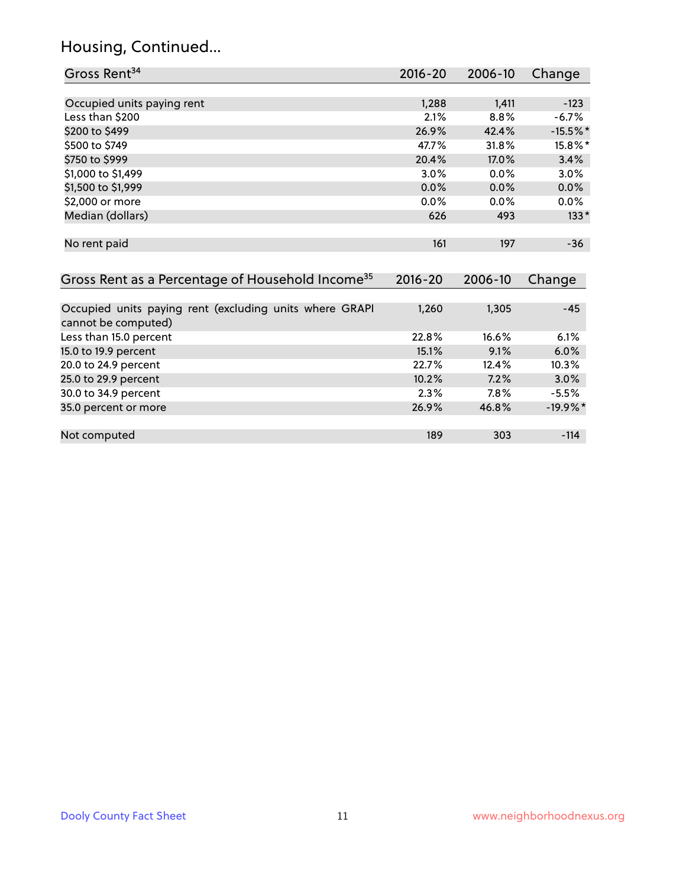# Housing, Continued...

| Gross Rent[34] | 2016-20 | 2006-10 | Change |
|---|---|---|---|
| Occupied units paying rent | 1,288 | 1,411 | -123 |
| Less than $200 | 2.1% | 8.8% | -6.7% |
| $200 to $499 | 26.9% | 42.4% | -15.5%* |
| $500 to $749 | 47.7% | 31.8% | 15.8%* |
| $750 to $999 | 20.4% | 17.0% | 3.4% |
| $1,000 to $1,499 | 3.0% | 0.0% | 3.0% |
| $1,500 to $1,999 | 0.0% | 0.0% | 0.0% |
| $2,000 or more | 0.0% | 0.0% | 0.0% |
| Median (dollars) | 626 | 493 | 133* |
| No rent paid | 161 | 197 | -36 |

| Gross Rent as a Percentage of Household Income[35] | 2016-20 | 2006-10 | Change |
|---|---|---|---|
| Occupied units paying rent (excluding units where GRAPI cannot be computed) | 1,260 | 1,305 | -45 |
| Less than 15.0 percent | 22.8% | 16.6% | 6.1% |
| 15.0 to 19.9 percent | 15.1% | 9.1% | 6.0% |
| 20.0 to 24.9 percent | 22.7% | 12.4% | 10.3% |
| 25.0 to 29.9 percent | 10.2% | 7.2% | 3.0% |
| 30.0 to 34.9 percent | 2.3% | 7.8% | -5.5% |
| 35.0 percent or more | 26.9% | 46.8% | -19.9%* |
| Not computed | 189 | 303 | -114 |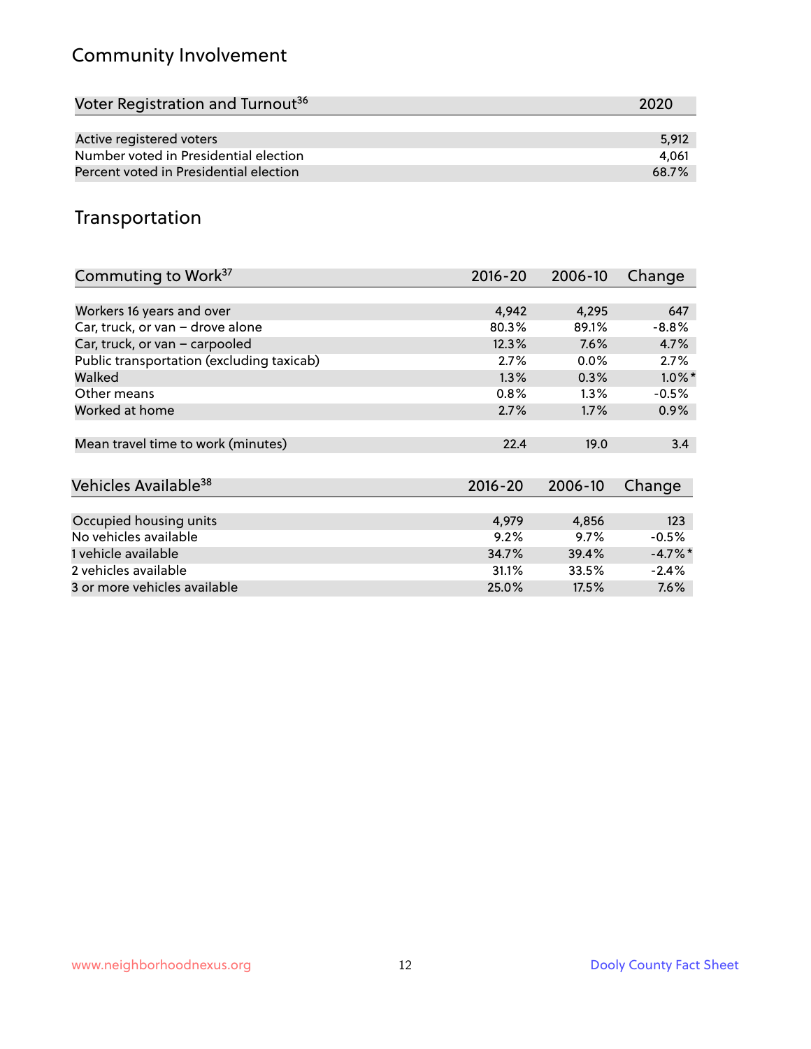## Community Involvement

| Voter Registration and Turnout[36] | 2020 |
|---|---|
| Active registered voters | 5,912 |
| Number voted in Presidential election | 4,061 |
| Percent voted in Presidential election | 68.7% |

## Transportation

| Commuting to Work[37] | 2016-20 | 2006-10 | Change |
|---|---|---|---|
| Workers 16 years and over | 4,942 | 4,295 | 647 |
| Car, truck, or van – drove alone | 80.3% | 89.1% | -8.8% |
| Car, truck, or van – carpooled | 12.3% | 7.6% | 4.7% |
| Public transportation (excluding taxicab) | 2.7% | 0.0% | 2.7% |
| Walked | 1.3% | 0.3% | 1.0%* |
| Other means | 0.8% | 1.3% | -0.5% |
| Worked at home | 2.7% | 1.7% | 0.9% |
| Mean travel time to work (minutes) | 22.4 | 19.0 | 3.4 |

| Vehicles Available[38] | 2016-20 | 2006-10 | Change |
|---|---|---|---|
| Occupied housing units | 4,979 | 4,856 | 123 |
| No vehicles available | 9.2% | 9.7% | -0.5% |
| 1 vehicle available | 34.7% | 39.4% | -4.7%* |
| 2 vehicles available | 31.1% | 33.5% | -2.4% |
| 3 or more vehicles available | 25.0% | 17.5% | 7.6% |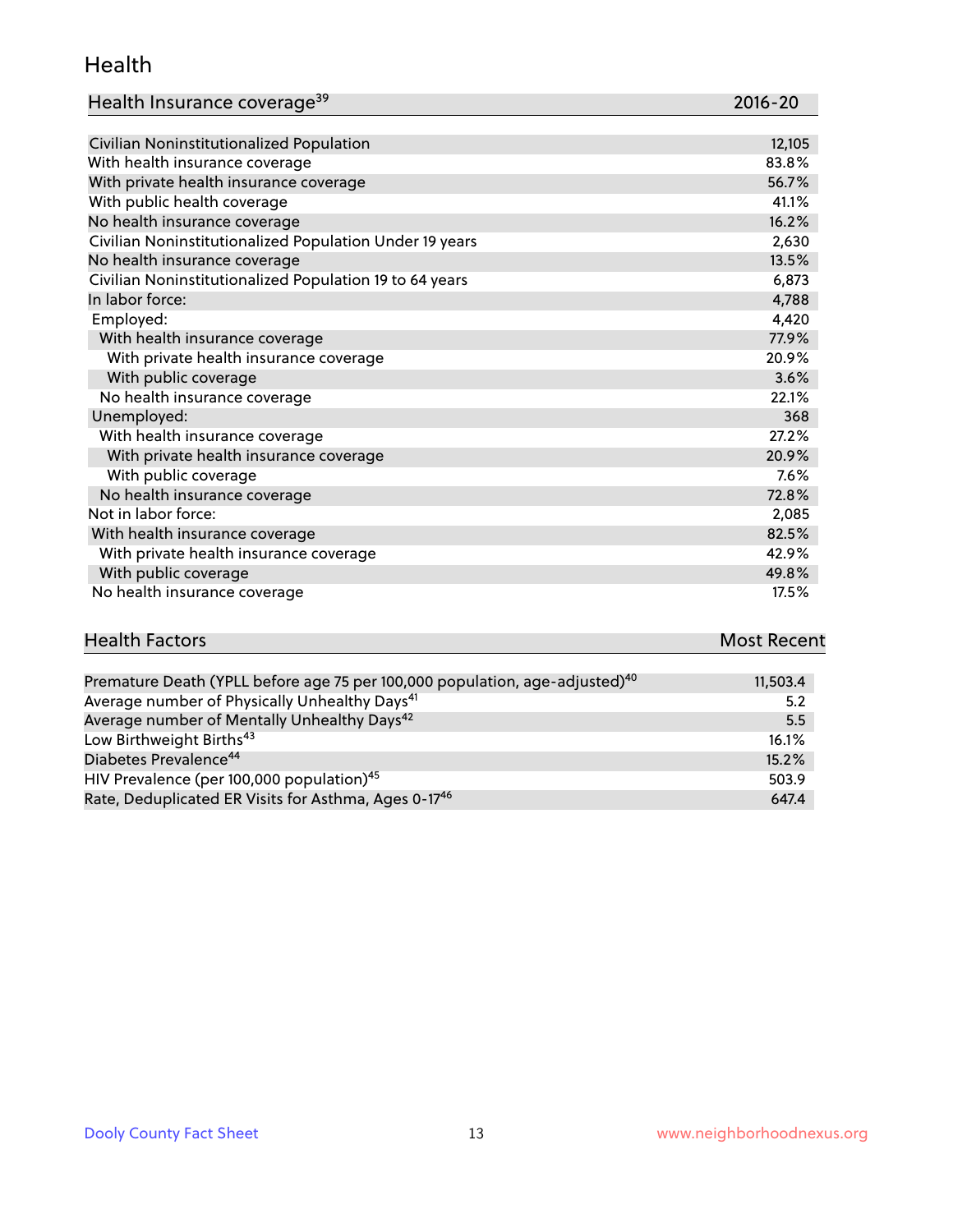## Health

| Health Insurance coverage[39] | 2016-20 |
|---|---|
| Civilian Noninstitutionalized Population | 12,105 |
| With health insurance coverage | 83.8% |
| With private health insurance coverage | 56.7% |
| With public health coverage | 41.1% |
| No health insurance coverage | 16.2% |
| Civilian Noninstitutionalized Population Under 19 years | 2,630 |
| No health insurance coverage | 13.5% |
| Civilian Noninstitutionalized Population 19 to 64 years | 6,873 |
| In labor force: | 4,788 |
| Employed: | 4,420 |
| With health insurance coverage | 77.9% |
| With private health insurance coverage | 20.9% |
| With public coverage | 3.6% |
| No health insurance coverage | 22.1% |
| Unemployed: | 368 |
| With health insurance coverage | 27.2% |
| With private health insurance coverage | 20.9% |
| With public coverage | 7.6% |
| No health insurance coverage | 72.8% |
| Not in labor force: | 2,085 |
| With health insurance coverage | 82.5% |
| With private health insurance coverage | 42.9% |
| With public coverage | 49.8% |
| No health insurance coverage | 17.5% |

| Health Factors | Most Recent |
|---|---|
| Premature Death (YPLL before age 75 per 100,000 population, age-adjusted)[40] | 11,503.4 |
| Average number of Physically Unhealthy Days[41] | 5.2 |
| Average number of Mentally Unhealthy Days[42] | 5.5 |
| Low Birthweight Births[43] | 16.1% |
| Diabetes Prevalence[44] | 15.2% |
| HIV Prevalence (per 100,000 population)[45] | 503.9 |
| Rate, Deduplicated ER Visits for Asthma, Ages 0-17[46] | 647.4 |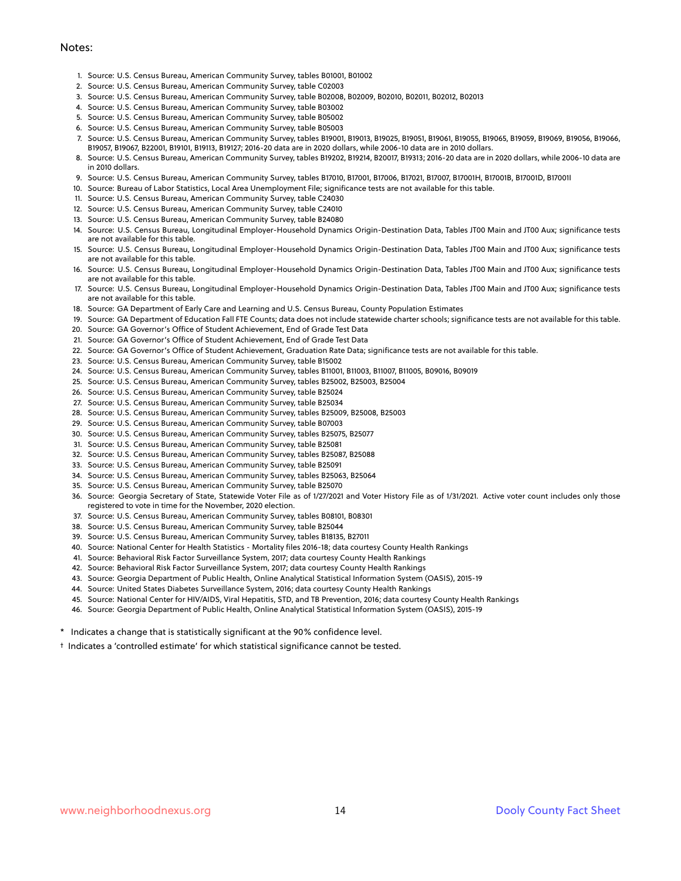Notes:

1. Source: U.S. Census Bureau, American Community Survey, tables B01001, B01002
2. Source: U.S. Census Bureau, American Community Survey, table C02003
3. Source: U.S. Census Bureau, American Community Survey, table B02008, B02009, B02010, B02011, B02012, B02013
4. Source: U.S. Census Bureau, American Community Survey, table B03002
5. Source: U.S. Census Bureau, American Community Survey, table B05002
6. Source: U.S. Census Bureau, American Community Survey, table B05003
7. Source: U.S. Census Bureau, American Community Survey, tables B19001, B19013, B19025, B19051, B19061, B19055, B19065, B19059, B19069, B19056, B19066, B19057, B19067, B22001, B19101, B19113, B19127; 2016-20 data are in 2020 dollars, while 2006-10 data are in 2010 dollars.
8. Source: U.S. Census Bureau, American Community Survey, tables B19202, B19214, B20017, B19313; 2016-20 data are in 2020 dollars, while 2006-10 data are in 2010 dollars.
9. Source: U.S. Census Bureau, American Community Survey, tables B17010, B17001, B17006, B17021, B17007, B17001H, B17001B, B17001D, B17001I
10. Source: Bureau of Labor Statistics, Local Area Unemployment File; significance tests are not available for this table.
11. Source: U.S. Census Bureau, American Community Survey, table C24030
12. Source: U.S. Census Bureau, American Community Survey, table C24010
13. Source: U.S. Census Bureau, American Community Survey, table B24080
14. Source: U.S. Census Bureau, Longitudinal Employer-Household Dynamics Origin-Destination Data, Tables JT00 Main and JT00 Aux; significance tests are not available for this table.
15. Source: U.S. Census Bureau, Longitudinal Employer-Household Dynamics Origin-Destination Data, Tables JT00 Main and JT00 Aux; significance tests are not available for this table.
16. Source: U.S. Census Bureau, Longitudinal Employer-Household Dynamics Origin-Destination Data, Tables JT00 Main and JT00 Aux; significance tests are not available for this table.
17. Source: U.S. Census Bureau, Longitudinal Employer-Household Dynamics Origin-Destination Data, Tables JT00 Main and JT00 Aux; significance tests are not available for this table.
18. Source: GA Department of Early Care and Learning and U.S. Census Bureau, County Population Estimates
19. Source: GA Department of Education Fall FTE Counts; data does not include statewide charter schools; significance tests are not available for this table.
20. Source: GA Governor's Office of Student Achievement, End of Grade Test Data
21. Source: GA Governor's Office of Student Achievement, End of Grade Test Data
22. Source: GA Governor's Office of Student Achievement, Graduation Rate Data; significance tests are not available for this table.
23. Source: U.S. Census Bureau, American Community Survey, table B15002
24. Source: U.S. Census Bureau, American Community Survey, tables B11001, B11003, B11007, B11005, B09016, B09019
25. Source: U.S. Census Bureau, American Community Survey, tables B25002, B25003, B25004
26. Source: U.S. Census Bureau, American Community Survey, table B25024
27. Source: U.S. Census Bureau, American Community Survey, table B25034
28. Source: U.S. Census Bureau, American Community Survey, tables B25009, B25008, B25003
29. Source: U.S. Census Bureau, American Community Survey, table B07003
30. Source: U.S. Census Bureau, American Community Survey, tables B25075, B25077
31. Source: U.S. Census Bureau, American Community Survey, table B25081
32. Source: U.S. Census Bureau, American Community Survey, tables B25087, B25088
33. Source: U.S. Census Bureau, American Community Survey, table B25091
34. Source: U.S. Census Bureau, American Community Survey, tables B25063, B25064
35. Source: U.S. Census Bureau, American Community Survey, table B25070
36. Source: Georgia Secretary of State, Statewide Voter File as of 1/27/2021 and Voter History File as of 1/31/2021. Active voter count includes only those registered to vote in time for the November, 2020 election.
37. Source: U.S. Census Bureau, American Community Survey, tables B08101, B08301
38. Source: U.S. Census Bureau, American Community Survey, table B25044
39. Source: U.S. Census Bureau, American Community Survey, tables B18135, B27011
40. Source: National Center for Health Statistics - Mortality files 2016-18; data courtesy County Health Rankings
41. Source: Behavioral Risk Factor Surveillance System, 2017; data courtesy County Health Rankings
42. Source: Behavioral Risk Factor Surveillance System, 2017; data courtesy County Health Rankings
43. Source: Georgia Department of Public Health, Online Analytical Statistical Information System (OASIS), 2015-19
44. Source: United States Diabetes Surveillance System, 2016; data courtesy County Health Rankings
45. Source: National Center for HIV/AIDS, Viral Hepatitis, STD, and TB Prevention, 2016; data courtesy County Health Rankings
46. Source: Georgia Department of Public Health, Online Analytical Statistical Information System (OASIS), 2015-19

\* Indicates a change that is statistically significant at the 90% confidence level.

† Indicates a 'controlled estimate' for which statistical significance cannot be tested.